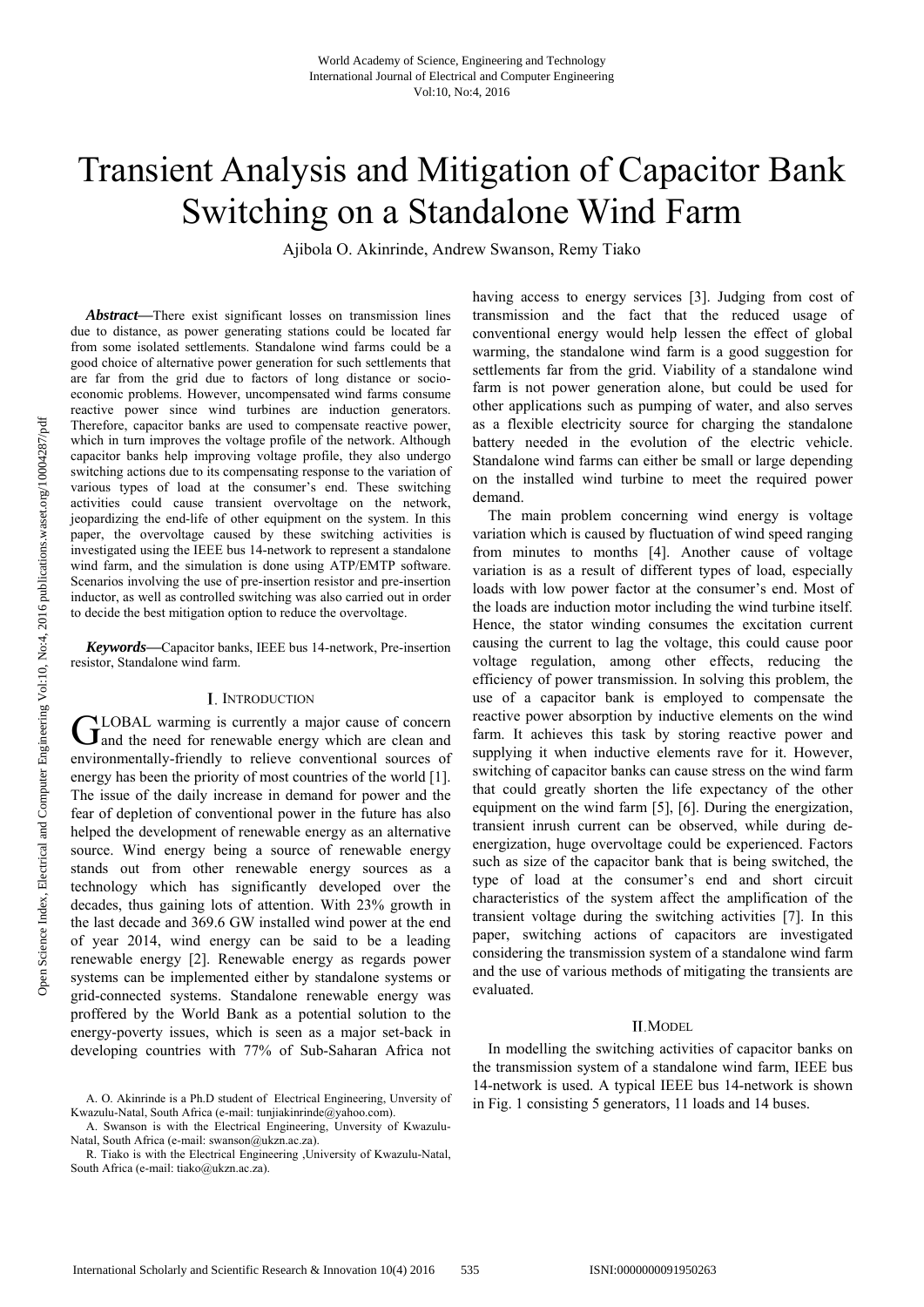# Transient Analysis and Mitigation of Capacitor Bank Switching on a Standalone Wind Farm

Ajibola O. Akinrinde, Andrew Swanson, Remy Tiako

***Abstract*—**There exist significant losses on transmission lines due to distance, as power generating stations could be located far from some isolated settlements. Standalone wind farms could be a good choice of alternative power generation for such settlements that are far from the grid due to factors of long distance or socio-economic problems. However, uncompensated wind farms consume reactive power since wind turbines are induction generators. Therefore, capacitor banks are used to compensate reactive power, which in turn improves the voltage profile of the network. Although capacitor banks help improving voltage profile, they also undergo switching actions due to its compensating response to the variation of various types of load at the consumer's end. These switching activities could cause transient overvoltage on the network, jeopardizing the end-life of other equipment on the system. In this paper, the overvoltage caused by these switching activities is investigated using the IEEE bus 14-network to represent a standalone wind farm, and the simulation is done using ATP/EMTP software. Scenarios involving the use of pre-insertion resistor and pre-insertion inductor, as well as controlled switching was also carried out in order to decide the best mitigation option to reduce the overvoltage.

***Keywords*—**Capacitor banks, IEEE bus 14-network, Pre-insertion resistor, Standalone wind farm.

## I. Introduction

GLOBAL warming is currently a major cause of concern and the need for renewable energy which are clean and environmentally-friendly to relieve conventional sources of energy has been the priority of most countries of the world [1]. The issue of the daily increase in demand for power and the fear of depletion of conventional power in the future has also helped the development of renewable energy as an alternative source. Wind energy being a source of renewable energy stands out from other renewable energy sources as a technology which has significantly developed over the decades, thus gaining lots of attention. With 23% growth in the last decade and 369.6 GW installed wind power at the end of year 2014, wind energy can be said to be a leading renewable energy [2]. Renewable energy as regards power systems can be implemented either by standalone systems or grid-connected systems. Standalone renewable energy was proffered by the World Bank as a potential solution to the energy-poverty issues, which is seen as a major set-back in developing countries with 77% of Sub-Saharan Africa not having access to energy services [3]. Judging from cost of transmission and the fact that the reduced usage of conventional energy would help lessen the effect of global warming, the standalone wind farm is a good suggestion for settlements far from the grid. Viability of a standalone wind farm is not power generation alone, but could be used for other applications such as pumping of water, and also serves as a flexible electricity source for charging the standalone battery needed in the evolution of the electric vehicle. Standalone wind farms can either be small or large depending on the installed wind turbine to meet the required power demand.

The main problem concerning wind energy is voltage variation which is caused by fluctuation of wind speed ranging from minutes to months [4]. Another cause of voltage variation is as a result of different types of load, especially loads with low power factor at the consumer's end. Most of the loads are induction motor including the wind turbine itself. Hence, the stator winding consumes the excitation current causing the current to lag the voltage, this could cause poor voltage regulation, among other effects, reducing the efficiency of power transmission. In solving this problem, the use of a capacitor bank is employed to compensate the reactive power absorption by inductive elements on the wind farm. It achieves this task by storing reactive power and supplying it when inductive elements rave for it. However, switching of capacitor banks can cause stress on the wind farm that could greatly shorten the life expectancy of the other equipment on the wind farm [5], [6]. During the energization, transient inrush current can be observed, while during de-energization, huge overvoltage could be experienced. Factors such as size of the capacitor bank that is being switched, the type of load at the consumer's end and short circuit characteristics of the system affect the amplification of the transient voltage during the switching activities [7]. In this paper, switching actions of capacitors are investigated considering the transmission system of a standalone wind farm and the use of various methods of mitigating the transients are evaluated.

## II. Model

In modelling the switching activities of capacitor banks on the transmission system of a standalone wind farm, IEEE bus 14-network is used. A typical IEEE bus 14-network is shown in Fig. 1 consisting 5 generators, 11 loads and 14 buses.

A. O. Akinrinde is a Ph.D student of Electrical Engineering, Unversity of Kwazulu-Natal, South Africa (e-mail: tunjiakinrinde@yahoo.com).

A. Swanson is with the Electrical Engineering, Unversity of Kwazulu-Natal, South Africa (e-mail: swanson@ukzn.ac.za).

R. Tiako is with the Electrical Engineering ,University of Kwazulu-Natal, South Africa (e-mail: tiako@ukzn.ac.za).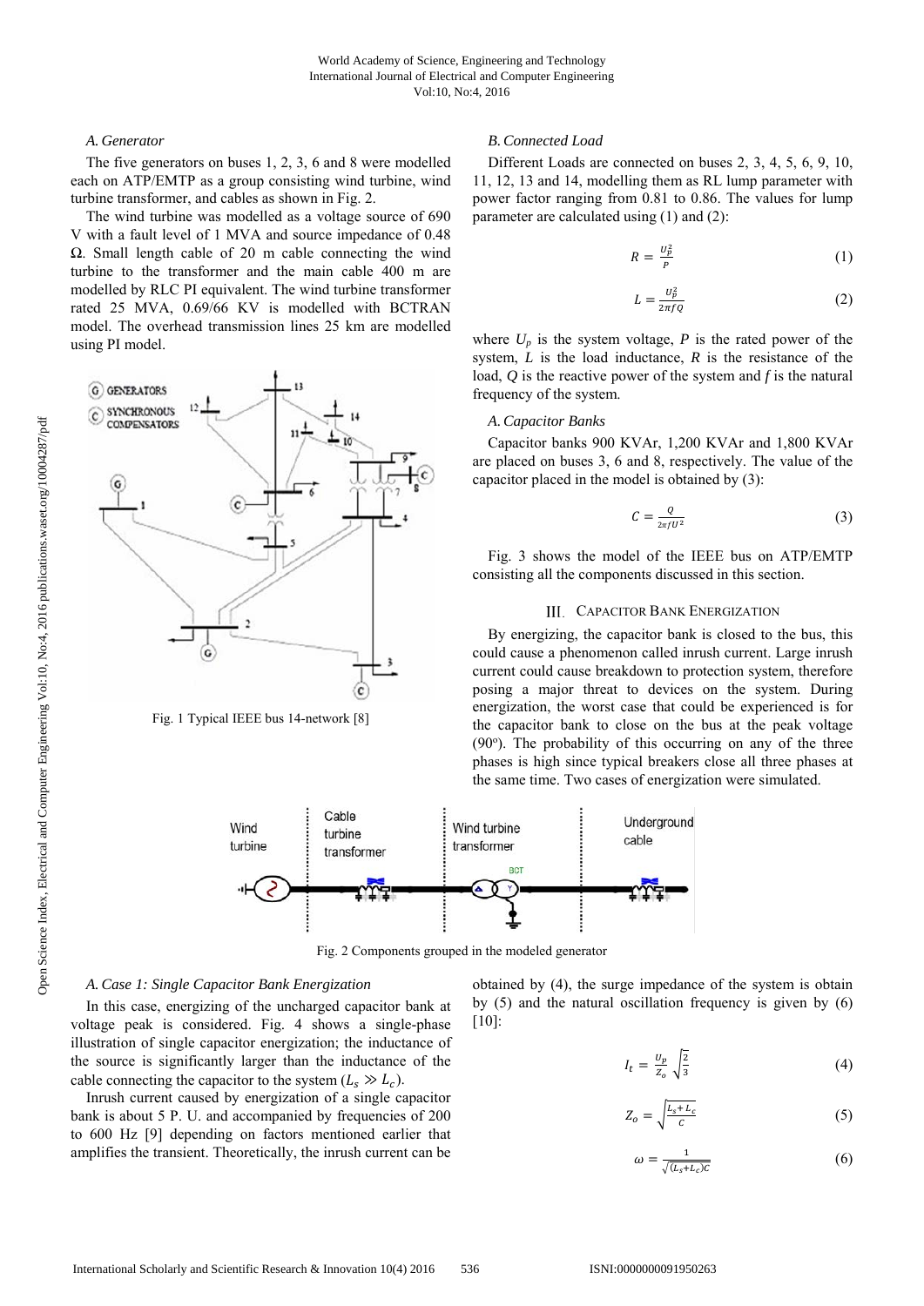### A. Generator

The five generators on buses 1, 2, 3, 6 and 8 were modelled each on ATP/EMTP as a group consisting wind turbine, wind turbine transformer, and cables as shown in Fig. 2.

The wind turbine was modelled as a voltage source of 690 V with a fault level of 1 MVA and source impedance of 0.48 Ω. Small length cable of 20 m cable connecting the wind turbine to the transformer and the main cable 400 m are modelled by RLC PI equivalent. The wind turbine transformer rated 25 MVA, 0.69/66 KV is modelled with BCTRAN model. The overhead transmission lines 25 km are modelled using PI model.

Fig. 1 Typical IEEE bus 14-network [8]

### B. Connected Load

Different Loads are connected on buses 2, 3, 4, 5, 6, 9, 10, 11, 12, 13 and 14, modelling them as RL lump parameter with power factor ranging from 0.81 to 0.86. The values for lump parameter are calculated using (1) and (2):

$$R = \frac{U_p^2}{P} \tag{1}$$

$$L = \frac{U_p^2}{2\pi f Q} \tag{2}$$

where $U_p$ is the system voltage, $P$ is the rated power of the system, $L$ is the load inductance, $R$ is the resistance of the load, $Q$ is the reactive power of the system and $f$ is the natural frequency of the system.

### A. Capacitor Banks

Capacitor banks 900 KVAr, 1,200 KVAr and 1,800 KVAr are placed on buses 3, 6 and 8, respectively. The value of the capacitor placed in the model is obtained by (3):

$$C = \frac{Q}{2\pi f U^2} \tag{3}$$

Fig. 3 shows the model of the IEEE bus on ATP/EMTP consisting all the components discussed in this section.

## III. Capacitor Bank Energization

By energizing, the capacitor bank is closed to the bus, this could cause a phenomenon called inrush current. Large inrush current could cause breakdown to protection system, therefore posing a major threat to devices on the system. During energization, the worst case that could be experienced is for the capacitor bank to close on the bus at the peak voltage (90°). The probability of this occurring on any of the three phases is high since typical breakers close all three phases at the same time. Two cases of energization were simulated.

Fig. 2 Components grouped in the modeled generator

### A. Case 1: Single Capacitor Bank Energization

In this case, energizing of the uncharged capacitor bank at voltage peak is considered. Fig. 4 shows a single-phase illustration of single capacitor energization; the inductance of the source is significantly larger than the inductance of the cable connecting the capacitor to the system ($L_s \gg L_c$).

Inrush current caused by energization of a single capacitor bank is about 5 P. U. and accompanied by frequencies of 200 to 600 Hz [9] depending on factors mentioned earlier that amplifies the transient. Theoretically, the inrush current can be obtained by (4), the surge impedance of the system is obtain by (5) and the natural oscillation frequency is given by (6) [10]:

$$I_t = \frac{U_p}{Z_o}\sqrt{\frac{2}{3}} \tag{4}$$

$$Z_o = \sqrt{\frac{L_s + L_c}{C}} \tag{5}$$

$$\omega = \frac{1}{\sqrt{(L_s + L_c)C}} \tag{6}$$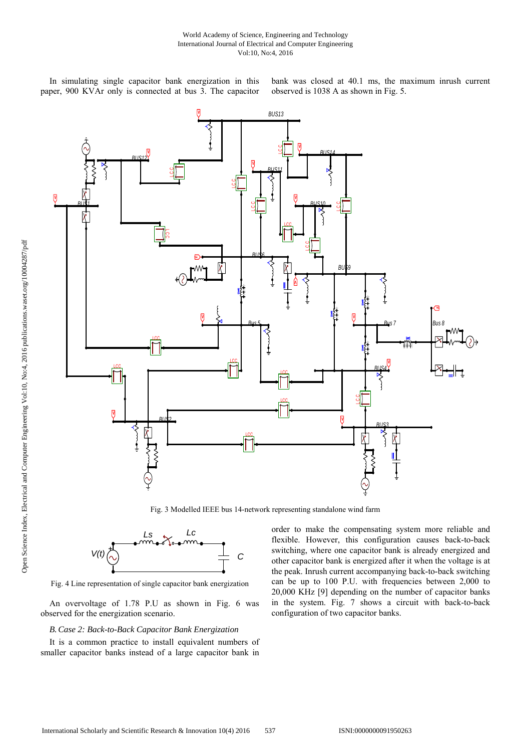In simulating single capacitor bank energization in this paper, 900 KVAr only is connected at bus 3. The capacitor bank was closed at 40.1 ms, the maximum inrush current observed is 1038 A as shown in Fig. 5.

Fig. 3 Modelled IEEE bus 14-network representing standalone wind farm

Fig. 4 Line representation of single capacitor bank energization

An overvoltage of 1.78 P.U as shown in Fig. 6 was observed for the energization scenario.

### *B. Case 2: Back-to-Back Capacitor Bank Energization*

It is a common practice to install equivalent numbers of smaller capacitor banks instead of a large capacitor bank in order to make the compensating system more reliable and flexible. However, this configuration causes back-to-back switching, where one capacitor bank is already energized and other capacitor bank is energized after it when the voltage is at the peak. Inrush current accompanying back-to-back switching can be up to 100 P.U. with frequencies between 2,000 to 20,000 KHz [9] depending on the number of capacitor banks in the system. Fig. 7 shows a circuit with back-to-back configuration of two capacitor banks.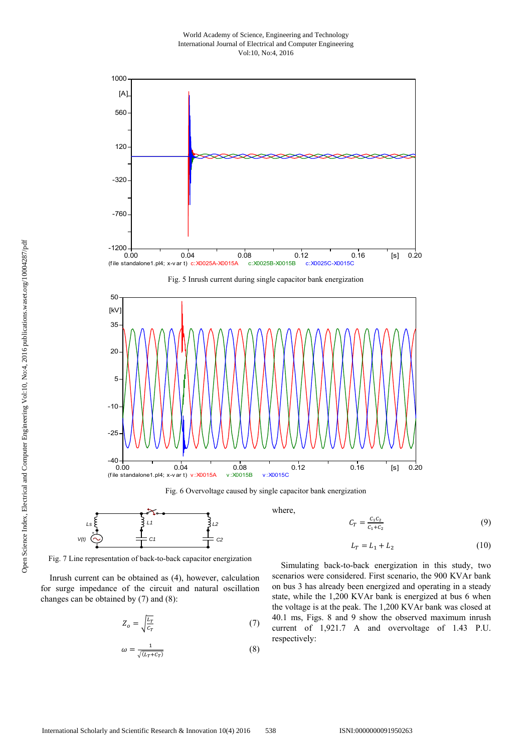Fig. 5 Inrush current during single capacitor bank energization

Fig. 6 Overvoltage caused by single capacitor bank energization

Fig. 7 Line representation of back-to-back capacitor energization

Inrush current can be obtained as (4), however, calculation for surge impedance of the circuit and natural oscillation changes can be obtained by (7) and (8):

$$Z_o = \sqrt{\frac{L_T}{C_T}} \tag{7}$$

$$\omega = \frac{1}{\sqrt{(L_T + C_T)}} \tag{8}$$

where,

$$C_T = \frac{C_1 C_2}{C_1 + C_2} \tag{9}$$

$$L_T = L_1 + L_2 \tag{10}$$

Simulating back-to-back energization in this study, two scenarios were considered. First scenario, the 900 KVAr bank on bus 3 has already been energized and operating in a steady state, while the 1,200 KVAr bank is energized at bus 6 when the voltage is at the peak. The 1,200 KVAr bank was closed at 40.1 ms, Figs. 8 and 9 show the observed maximum inrush current of 1,921.7 A and overvoltage of 1.43 P.U. respectively: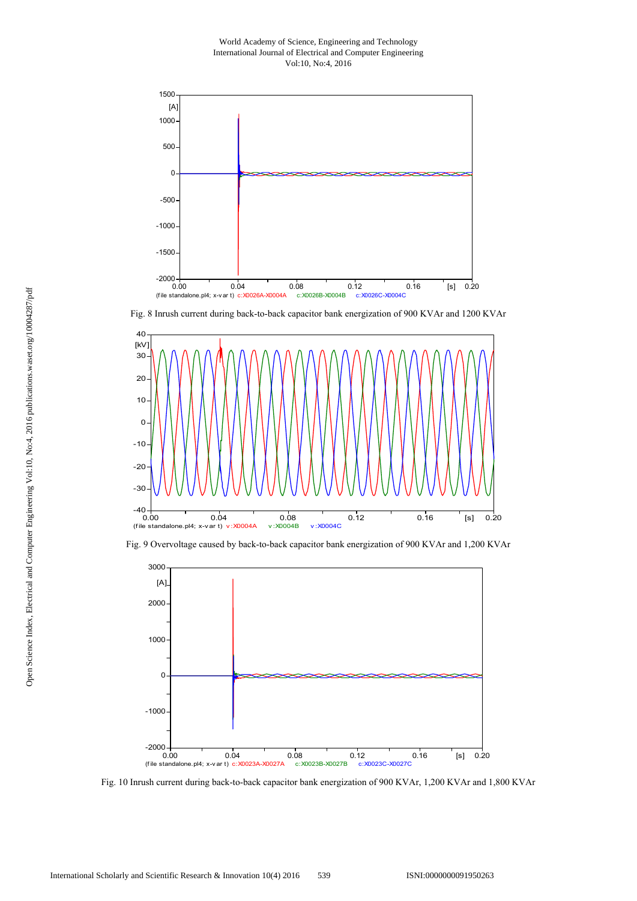Fig. 8 Inrush current during back-to-back capacitor bank energization of 900 KVAr and 1200 KVAr

Fig. 9 Overvoltage caused by back-to-back capacitor bank energization of 900 KVAr and 1,200 KVAr

Fig. 10 Inrush current during back-to-back capacitor bank energization of 900 KVAr, 1,200 KVAr and 1,800 KVAr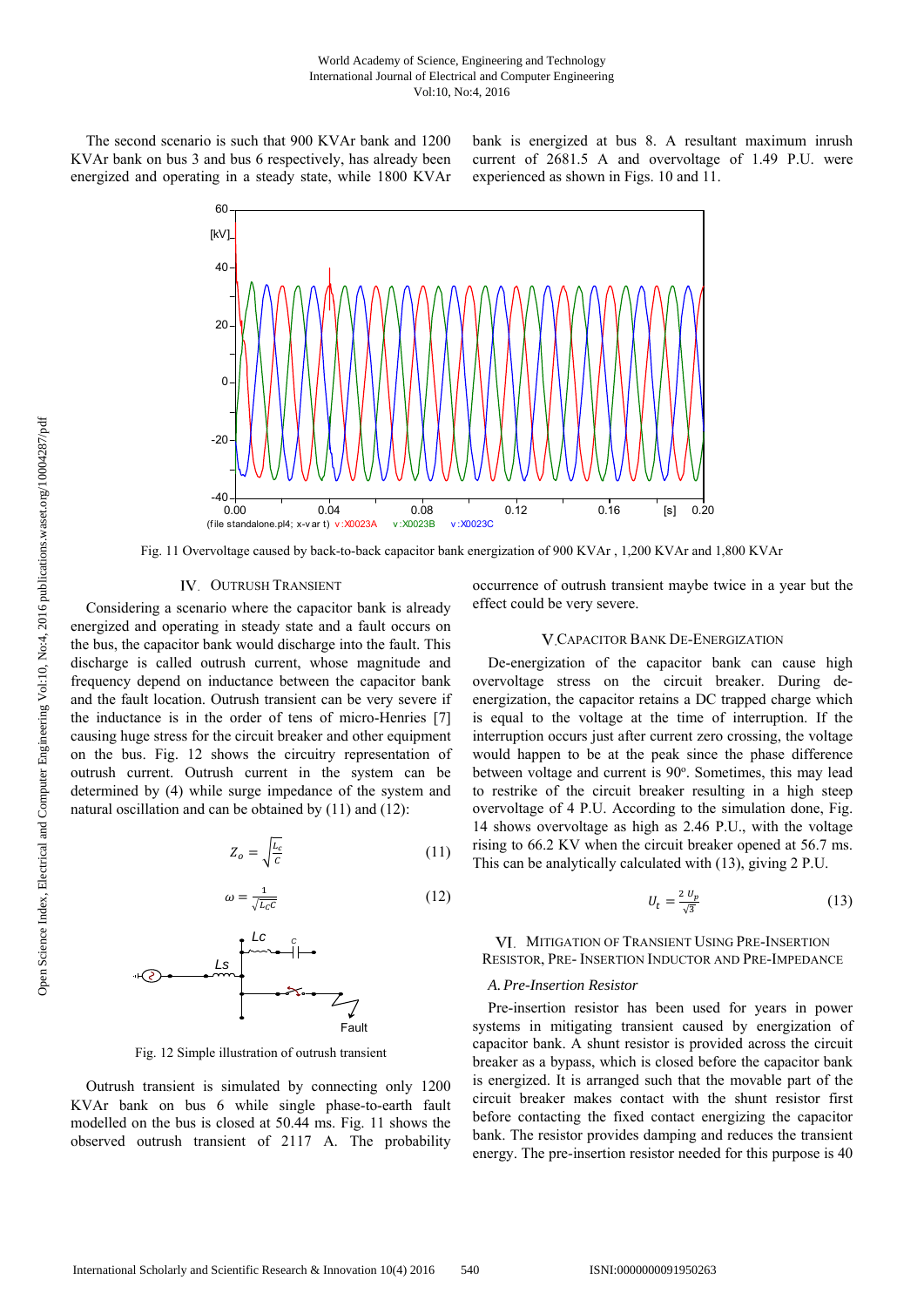The second scenario is such that 900 KVAr bank and 1200 KVAr bank on bus 3 and bus 6 respectively, has already been energized and operating in a steady state, while 1800 KVAr bank is energized at bus 8. A resultant maximum inrush current of 2681.5 A and overvoltage of 1.49 P.U. were experienced as shown in Figs. 10 and 11.

Fig. 11 Overvoltage caused by back-to-back capacitor bank energization of 900 KVAr , 1,200 KVAr and 1,800 KVAr

## IV. Outrush Transient

Considering a scenario where the capacitor bank is already energized and operating in steady state and a fault occurs on the bus, the capacitor bank would discharge into the fault. This discharge is called outrush current, whose magnitude and frequency depend on inductance between the capacitor bank and the fault location. Outrush transient can be very severe if the inductance is in the order of tens of micro-Henries [7] causing huge stress for the circuit breaker and other equipment on the bus. Fig. 12 shows the circuitry representation of outrush current. Outrush current in the system can be determined by (4) while surge impedance of the system and natural oscillation and can be obtained by (11) and (12):

$$Z_o = \sqrt{\frac{L_c}{C}} \tag{11}$$

$$\omega = \frac{1}{\sqrt{L_c C}} \tag{12}$$

Fig. 12 Simple illustration of outrush transient

Outrush transient is simulated by connecting only 1200 KVAr bank on bus 6 while single phase-to-earth fault modelled on the bus is closed at 50.44 ms. Fig. 11 shows the observed outrush transient of 2117 A. The probability occurrence of outrush transient maybe twice in a year but the effect could be very severe.

## V. Capacitor Bank De-Energization

De-energization of the capacitor bank can cause high overvoltage stress on the circuit breaker. During de-energization, the capacitor retains a DC trapped charge which is equal to the voltage at the time of interruption. If the interruption occurs just after current zero crossing, the voltage would happen to be at the peak since the phase difference between voltage and current is 90º. Sometimes, this may lead to restrike of the circuit breaker resulting in a high steep overvoltage of 4 P.U. According to the simulation done, Fig. 14 shows overvoltage as high as 2.46 P.U., with the voltage rising to 66.2 KV when the circuit breaker opened at 56.7 ms. This can be analytically calculated with (13), giving 2 P.U.

$$U_t = \frac{2\,U_p}{\sqrt{3}} \tag{13}$$

## VI. Mitigation of Transient Using Pre-Insertion Resistor, Pre- Insertion Inductor and Pre-Impedance

### A. Pre-Insertion Resistor

Pre-insertion resistor has been used for years in power systems in mitigating transient caused by energization of capacitor bank. A shunt resistor is provided across the circuit breaker as a bypass, which is closed before the capacitor bank is energized. It is arranged such that the movable part of the circuit breaker makes contact with the shunt resistor first before contacting the fixed contact energizing the capacitor bank. The resistor provides damping and reduces the transient energy. The pre-insertion resistor needed for this purpose is 40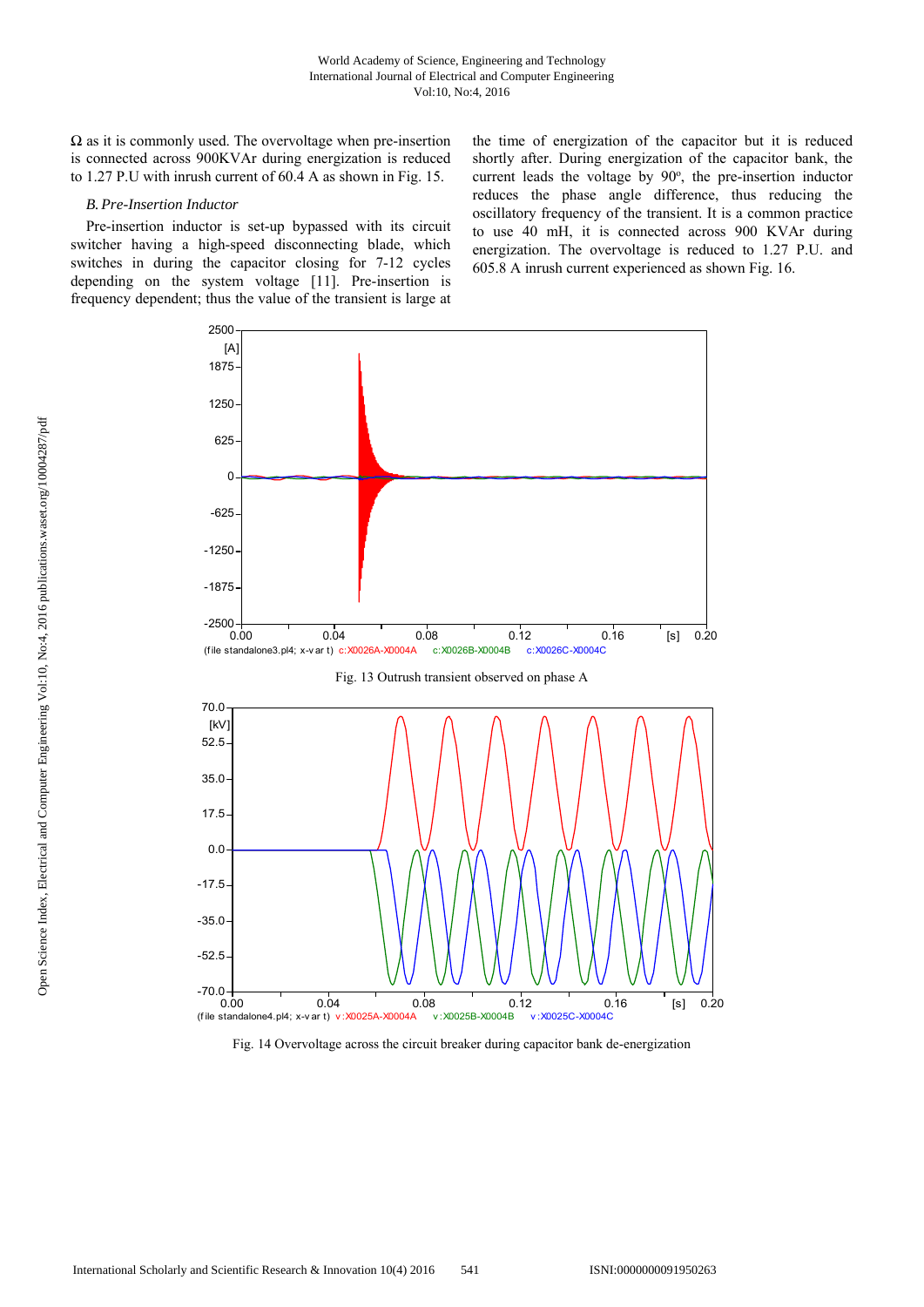Ω as it is commonly used. The overvoltage when pre-insertion is connected across 900KVAr during energization is reduced to 1.27 P.U with inrush current of 60.4 A as shown in Fig. 15.

### *B. Pre-Insertion Inductor*

Pre-insertion inductor is set-up bypassed with its circuit switcher having a high-speed disconnecting blade, which switches in during the capacitor closing for 7-12 cycles depending on the system voltage [11]. Pre-insertion is frequency dependent; thus the value of the transient is large at the time of energization of the capacitor but it is reduced shortly after. During energization of the capacitor bank, the current leads the voltage by 90$^{o}$, the pre-insertion inductor reduces the phase angle difference, thus reducing the oscillatory frequency of the transient. It is a common practice to use 40 mH, it is connected across 900 KVAr during energization. The overvoltage is reduced to 1.27 P.U. and 605.8 A inrush current experienced as shown Fig. 16.

Fig. 13 Outrush transient observed on phase A

Fig. 14 Overvoltage across the circuit breaker during capacitor bank de-energization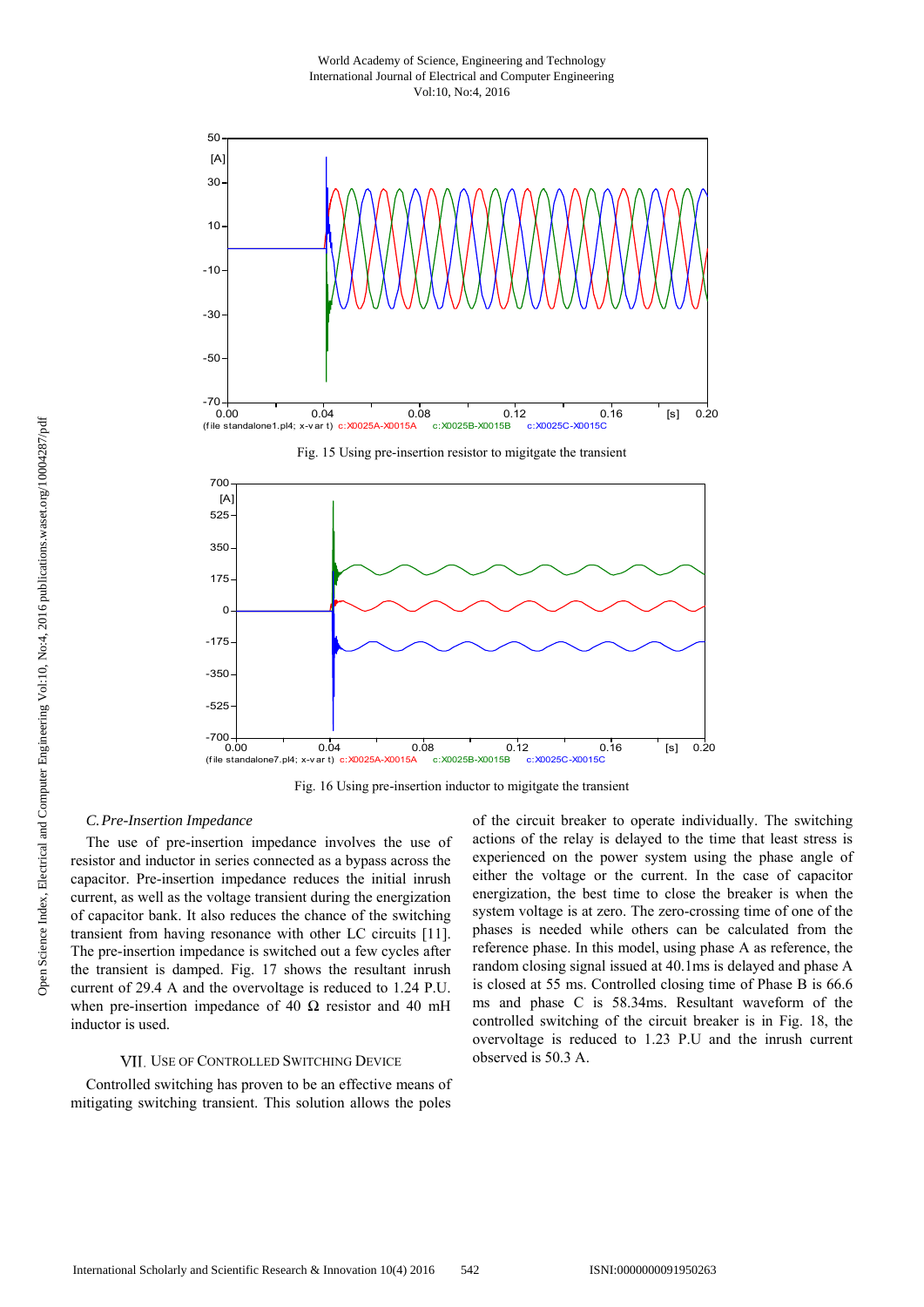Fig. 15 Using pre-insertion resistor to migitgate the transient

Fig. 16 Using pre-insertion inductor to migitgate the transient

### *C. Pre-Insertion Impedance*

The use of pre-insertion impedance involves the use of resistor and inductor in series connected as a bypass across the capacitor. Pre-insertion impedance reduces the initial inrush current, as well as the voltage transient during the energization of capacitor bank. It also reduces the chance of the switching transient from having resonance with other LC circuits [11]. The pre-insertion impedance is switched out a few cycles after the transient is damped. Fig. 17 shows the resultant inrush current of 29.4 A and the overvoltage is reduced to 1.24 P.U. when pre-insertion impedance of 40 Ω resistor and 40 mH inductor is used.

## VII. Use of Controlled Switching Device

Controlled switching has proven to be an effective means of mitigating switching transient. This solution allows the poles of the circuit breaker to operate individually. The switching actions of the relay is delayed to the time that least stress is experienced on the power system using the phase angle of either the voltage or the current. In the case of capacitor energization, the best time to close the breaker is when the system voltage is at zero. The zero-crossing time of one of the phases is needed while others can be calculated from the reference phase. In this model, using phase A as reference, the random closing signal issued at 40.1ms is delayed and phase A is closed at 55 ms. Controlled closing time of Phase B is 66.6 ms and phase C is 58.34ms. Resultant waveform of the controlled switching of the circuit breaker is in Fig. 18, the overvoltage is reduced to 1.23 P.U and the inrush current observed is 50.3 A.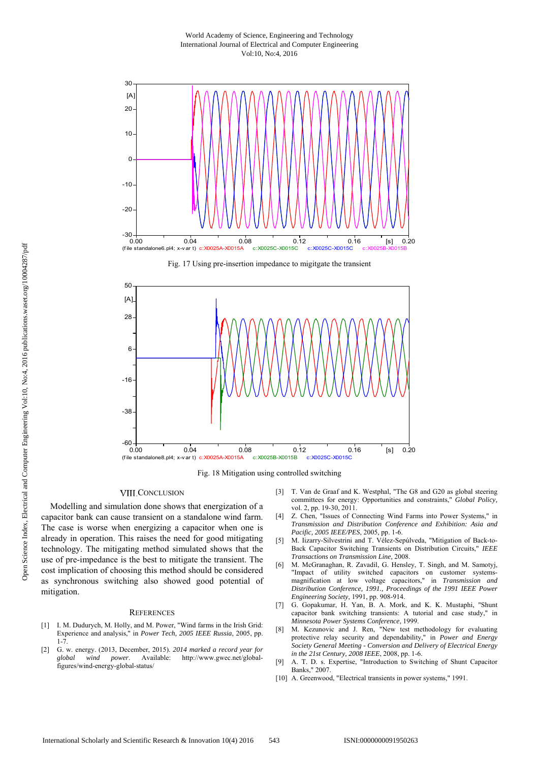Fig. 17 Using pre-insertion impedance to migitgate the transient

Fig. 18 Mitigation using controlled switching

## VIII. Conclusion

Modelling and simulation done shows that energization of a capacitor bank can cause transient on a standalone wind farm. The case is worse when energizing a capacitor when one is already in operation. This raises the need for good mitigating technology. The mitigating method simulated shows that the use of pre-impedance is the best to mitigate the transient. The cost implication of choosing this method should be considered as synchronous switching also showed good potential of mitigation.

## References

[1] I. M. Dudurych, M. Holly, and M. Power, "Wind farms in the Irish Grid: Experience and analysis," in *Power Tech, 2005 IEEE Russia*, 2005, pp. 1-7.

[2] G. w. energy. (2013, December, 2015). *2014 marked a record year for global wind power*. Available: http://www.gwec.net/global-figures/wind-energy-global-status/

[3] T. Van de Graaf and K. Westphal, "The G8 and G20 as global steering committees for energy: Opportunities and constraints," *Global Policy*, vol. 2, pp. 19-30, 2011.

[4] Z. Chen, "Issues of Connecting Wind Farms into Power Systems," in *Transmission and Distribution Conference and Exhibition: Asia and Pacific, 2005 IEEE/PES*, 2005, pp. 1-6.

[5] M. Iizarry-Silvestrini and T. Vélez-Sepúlveda, "Mitigation of Back-to-Back Capacitor Switching Transients on Distribution Circuits," *IEEE Transactions on Transmission Line*, 2008.

[6] M. McGranaghan, R. Zavadil, G. Hensley, T. Singh, and M. Samotyj, "Impact of utility switched capacitors on customer systems-magnification at low voltage capacitors," in *Transmission and Distribution Conference, 1991., Proceedings of the 1991 IEEE Power Engineering Society*, 1991, pp. 908-914.

[7] G. Gopakumar, H. Yan, B. A. Mork, and K. K. Mustaphi, "Shunt capacitor bank switching transients: A tutorial and case study," in *Minnesota Power Systems Conference*, 1999.

[8] M. Kezunovic and J. Ren, "New test methodology for evaluating protective relay security and dependability," in *Power and Energy Society General Meeting - Conversion and Delivery of Electrical Energy in the 21st Century, 2008 IEEE*, 2008, pp. 1-6.

[9] A. T. D. s. Expertise, "Introduction to Switching of Shunt Capacitor Banks," 2007.

[10] A. Greenwood, "Electrical transients in power systems," 1991.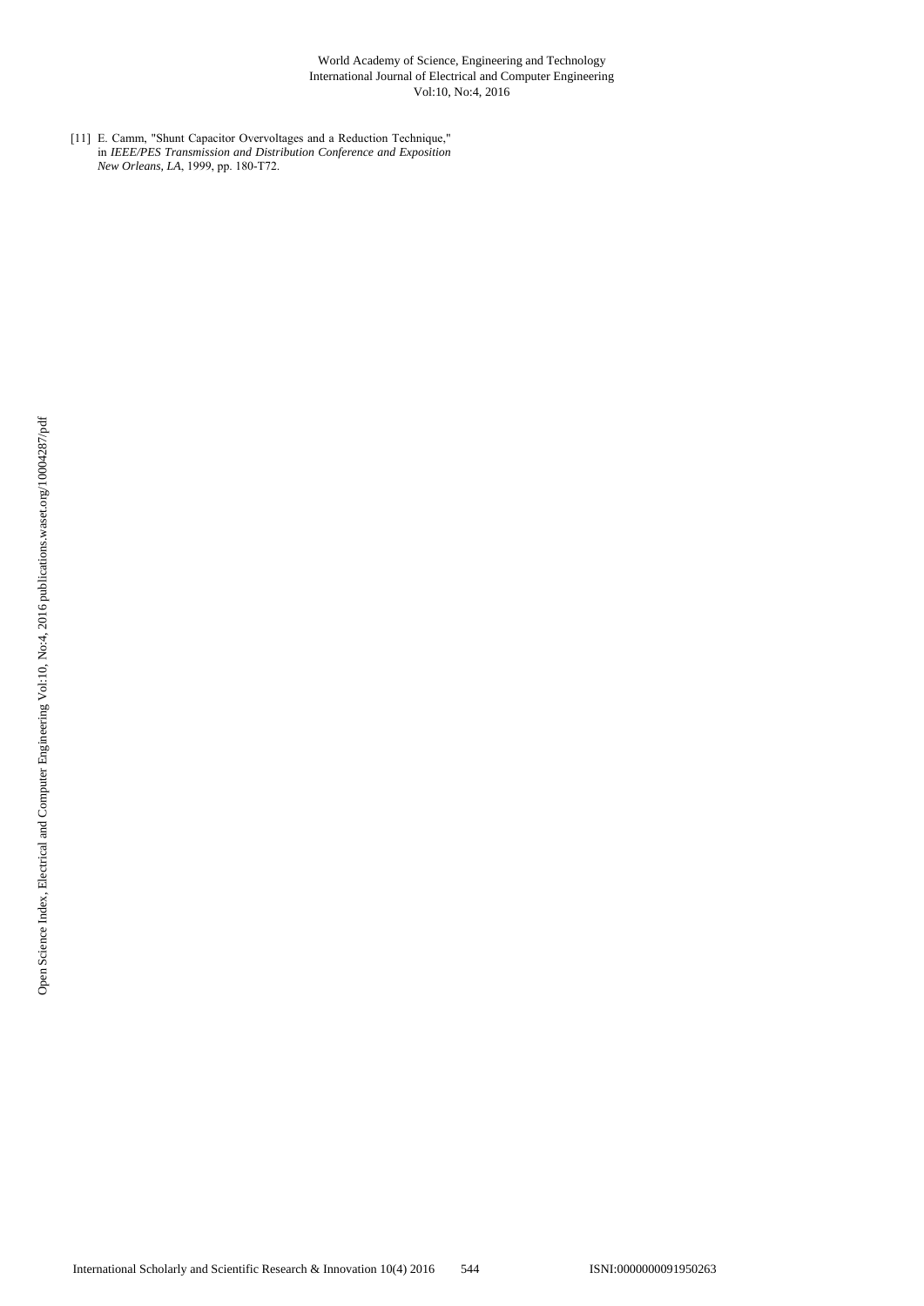[11] E. Camm, "Shunt Capacitor Overvoltages and a Reduction Technique," in *IEEE/PES Transmission and Distribution Conference and Exposition New Orleans, LA*, 1999, pp. 180-T72.